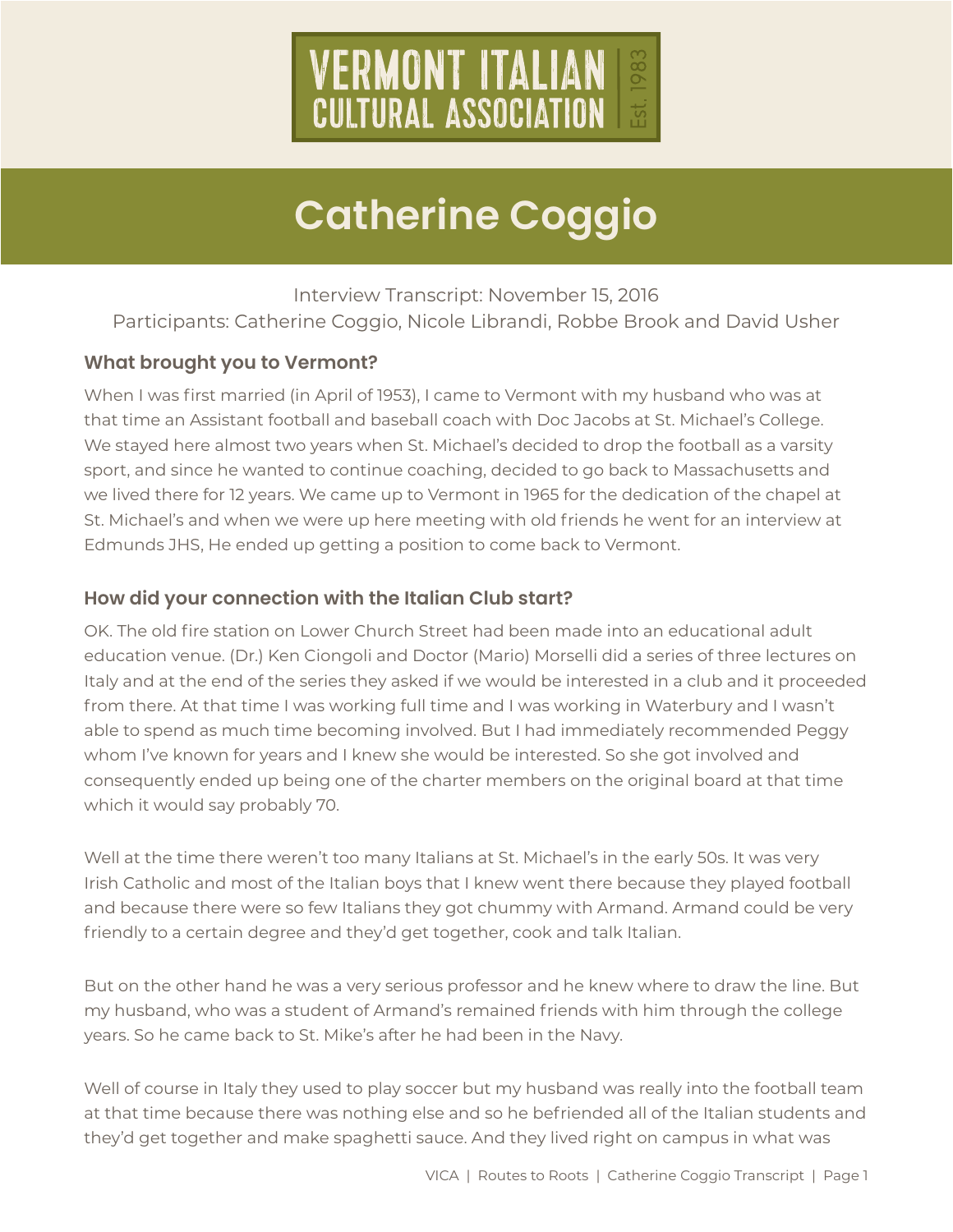VERMONT ITALIAN CULTURAL ASSOCIATION Est. 1983

# Catherine Coggio

Interview Transcript: November 15, 2016
Participants: Catherine Coggio, Nicole Librandi, Robbe Brook and David Usher

## What brought you to Vermont?

When I was first married (in April of 1953), I came to Vermont with my husband who was at that time an Assistant football and baseball coach with Doc Jacobs at St. Michael's College. We stayed here almost two years when St. Michael's decided to drop the football as a varsity sport, and since he wanted to continue coaching, decided to go back to Massachusetts and we lived there for 12 years. We came up to Vermont in 1965 for the dedication of the chapel at St. Michael's and when we were up here meeting with old friends he went for an interview at Edmunds JHS, He ended up getting a position to come back to Vermont.

## How did your connection with the Italian Club start?

OK. The old fire station on Lower Church Street had been made into an educational adult education venue. (Dr.) Ken Ciongoli and Doctor (Mario) Morselli did a series of three lectures on Italy and at the end of the series they asked if we would be interested in a club and it proceeded from there. At that time I was working full time and I was working in Waterbury and I wasn't able to spend as much time becoming involved. But I had immediately recommended Peggy whom I've known for years and I knew she would be interested. So she got involved and consequently ended up being one of the charter members on the original board at that time which it would say probably 70.

Well at the time there weren't too many Italians at St. Michael's in the early 50s. It was very Irish Catholic and most of the Italian boys that I knew went there because they played football and because there were so few Italians they got chummy with Armand. Armand could be very friendly to a certain degree and they'd get together, cook and talk Italian.

But on the other hand he was a very serious professor and he knew where to draw the line. But my husband, who was a student of Armand's remained friends with him through the college years. So he came back to St. Mike's after he had been in the Navy.

Well of course in Italy they used to play soccer but my husband was really into the football team at that time because there was nothing else and so he befriended all of the Italian students and they'd get together and make spaghetti sauce. And they lived right on campus in what was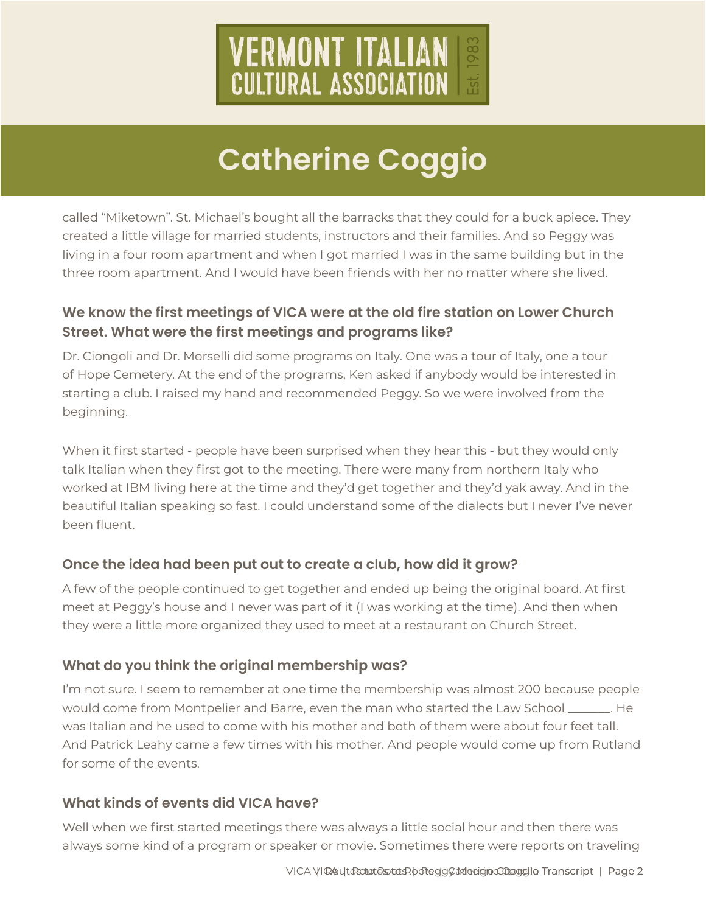called “Miketown”. St. Michael’s bought all the barracks that they could for a buck apiece. They created a little village for married students, instructors and their families. And so Peggy was living in a four room apartment and when I got married I was in the same building but in the three room apartment. And I would have been friends with her no matter where she lived.

### We know the first meetings of VICA were at the old fire station on Lower Church Street. What were the first meetings and programs like?

Dr. Ciongoli and Dr. Morselli did some programs on Italy. One was a tour of Italy, one a tour of Hope Cemetery. At the end of the programs, Ken asked if anybody would be interested in starting a club. I raised my hand and recommended Peggy. So we were involved from the beginning.

When it first started - people have been surprised when they hear this - but they would only talk Italian when they first got to the meeting. There were many from northern Italy who worked at IBM living here at the time and they’d get together and they’d yak away. And in the beautiful Italian speaking so fast. I could understand some of the dialects but I never I’ve never been fluent.

### Once the idea had been put out to create a club, how did it grow?

A few of the people continued to get together and ended up being the original board. At first meet at Peggy’s house and I never was part of it (I was working at the time). And then when they were a little more organized they used to meet at a restaurant on Church Street.

### What do you think the original membership was?

I’m not sure. I seem to remember at one time the membership was almost 200 because people would come from Montpelier and Barre, even the man who started the Law School _______. He was Italian and he used to come with his mother and both of them were about four feet tall. And Patrick Leahy came a few times with his mother. And people would come up from Rutland for some of the events.

### What kinds of events did VICA have?

Well when we first started meetings there was always a little social hour and then there was always some kind of a program or speaker or movie. Sometimes there were reports on traveling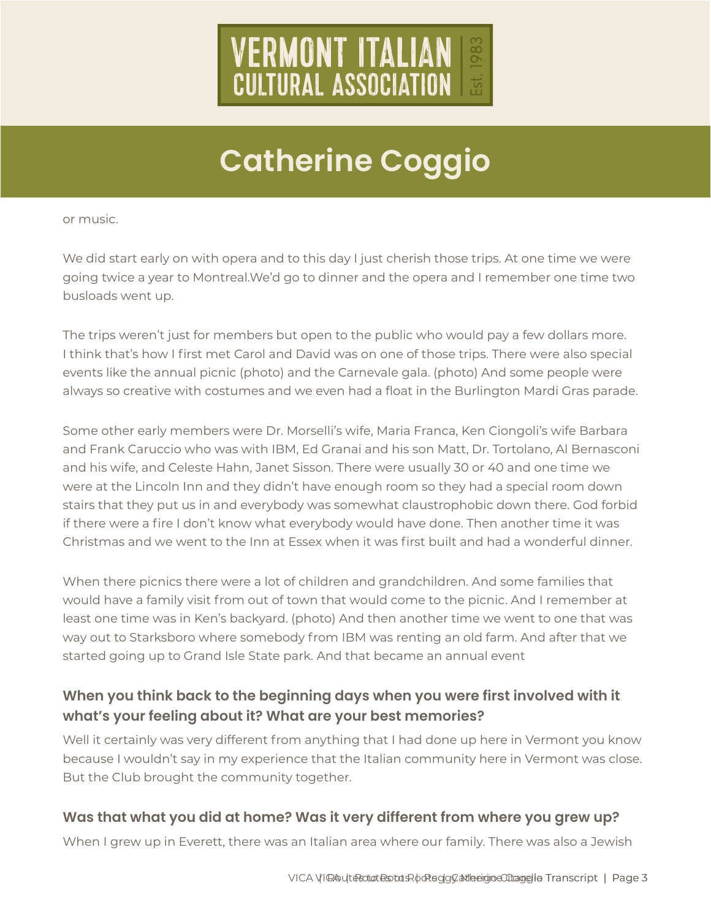or music.

We did start early on with opera and to this day I just cherish those trips. At one time we were going twice a year to Montreal.We'd go to dinner and the opera and I remember one time two busloads went up.

The trips weren't just for members but open to the public who would pay a few dollars more. I think that's how I first met Carol and David was on one of those trips. There were also special events like the annual picnic (photo) and the Carnevale gala. (photo) And some people were always so creative with costumes and we even had a float in the Burlington Mardi Gras parade.

Some other early members were Dr. Morselli's wife, Maria Franca, Ken Ciongoli's wife Barbara and Frank Caruccio who was with IBM, Ed Granai and his son Matt, Dr. Tortolano, Al Bernasconi and his wife, and Celeste Hahn, Janet Sisson. There were usually 30 or 40 and one time we were at the Lincoln Inn and they didn't have enough room so they had a special room down stairs that they put us in and everybody was somewhat claustrophobic down there. God forbid if there were a fire I don't know what everybody would have done. Then another time it was Christmas and we went to the Inn at Essex when it was first built and had a wonderful dinner.

When there picnics there were a lot of children and grandchildren. And some families that would have a family visit from out of town that would come to the picnic. And I remember at least one time was in Ken's backyard. (photo) And then another time we went to one that was way out to Starksboro where somebody from IBM was renting an old farm. And after that we started going up to Grand Isle State park. And that became an annual event

### When you think back to the beginning days when you were first involved with it what's your feeling about it? What are your best memories?

Well it certainly was very different from anything that I had done up here in Vermont you know because I wouldn't say in my experience that the Italian community here in Vermont was close. But the Club brought the community together.

### Was that what you did at home? Was it very different from where you grew up?

When I grew up in Everett, there was an Italian area where our family. There was also a Jewish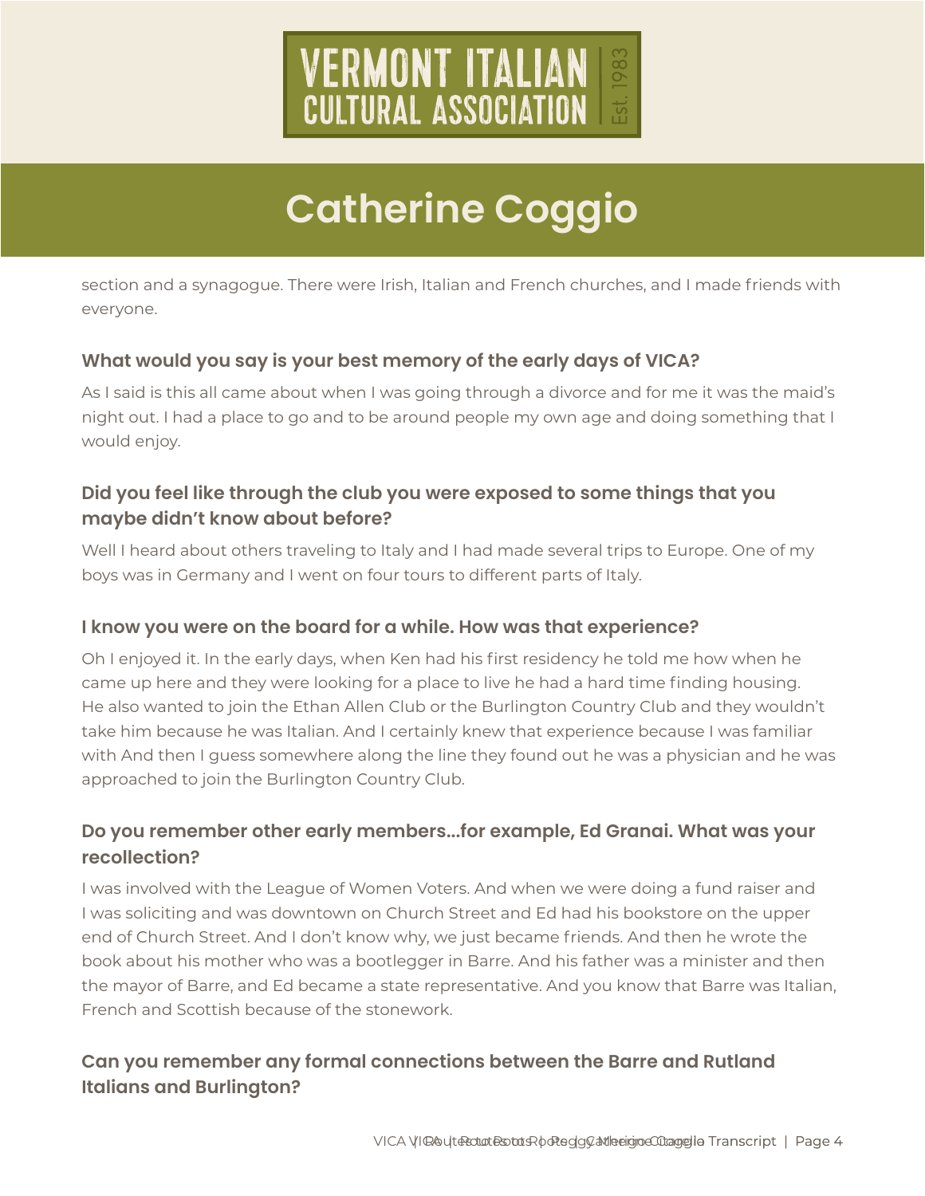section and a synagogue. There were Irish, Italian and French churches, and I made friends with everyone.

### What would you say is your best memory of the early days of VICA?

As I said is this all came about when I was going through a divorce and for me it was the maid's night out. I had a place to go and to be around people my own age and doing something that I would enjoy.

### Did you feel like through the club you were exposed to some things that you maybe didn't know about before?

Well I heard about others traveling to Italy and I had made several trips to Europe. One of my boys was in Germany and I went on four tours to different parts of Italy.

### I know you were on the board for a while. How was that experience?

Oh I enjoyed it. In the early days, when Ken had his first residency he told me how when he came up here and they were looking for a place to live he had a hard time finding housing. He also wanted to join the Ethan Allen Club or the Burlington Country Club and they wouldn't take him because he was Italian. And I certainly knew that experience because I was familiar with And then I guess somewhere along the line they found out he was a physician and he was approached to join the Burlington Country Club.

### Do you remember other early members…for example, Ed Granai. What was your recollection?

I was involved with the League of Women Voters. And when we were doing a fund raiser and I was soliciting and was downtown on Church Street and Ed had his bookstore on the upper end of Church Street. And I don't know why, we just became friends. And then he wrote the book about his mother who was a bootlegger in Barre. And his father was a minister and then the mayor of Barre, and Ed became a state representative. And you know that Barre was Italian, French and Scottish because of the stonework.

### Can you remember any formal connections between the Barre and Rutland Italians and Burlington?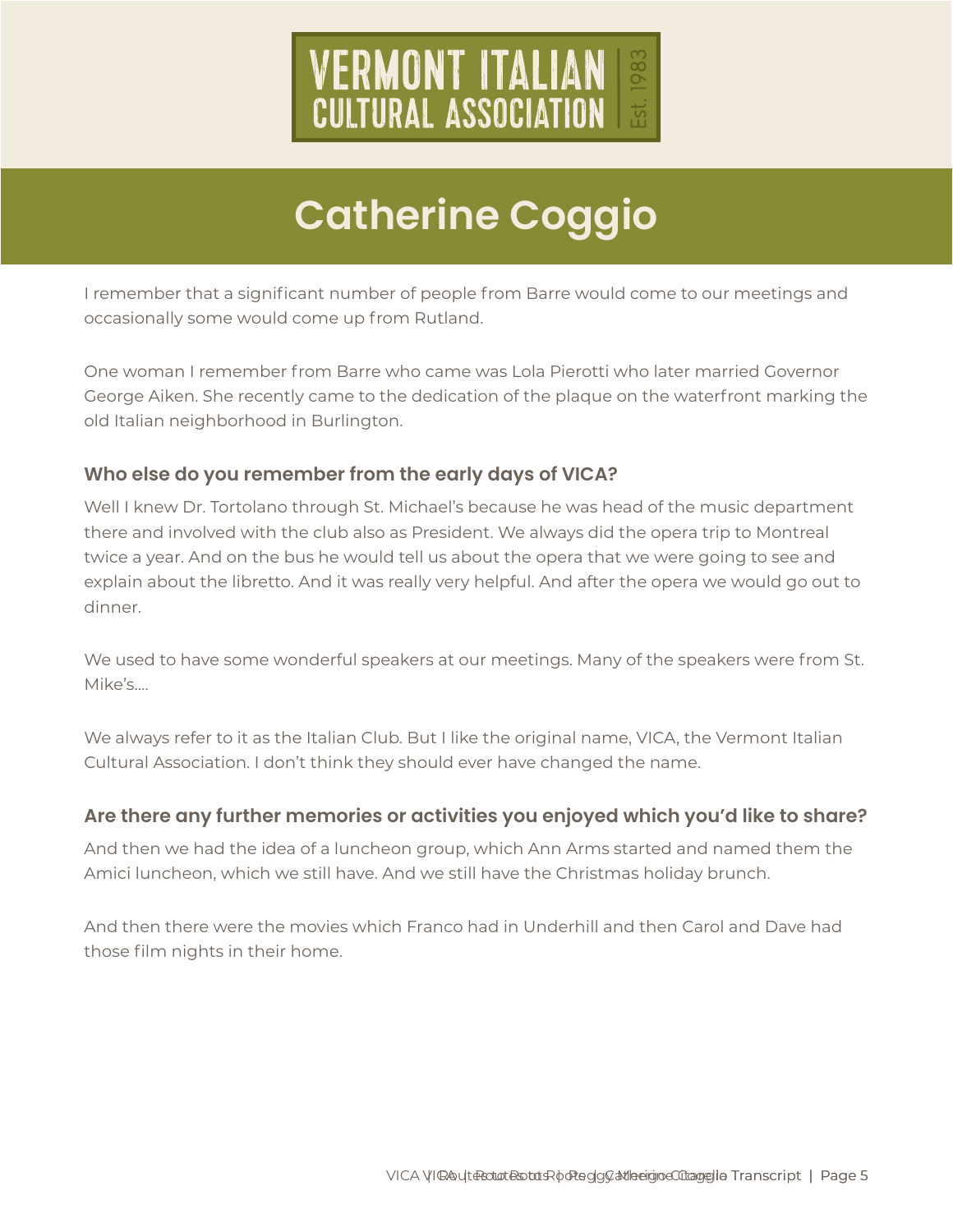# Catherine Coggio

I remember that a significant number of people from Barre would come to our meetings and occasionally some would come up from Rutland.

One woman I remember from Barre who came was Lola Pierotti who later married Governor George Aiken. She recently came to the dedication of the plaque on the waterfront marking the old Italian neighborhood in Burlington.

### Who else do you remember from the early days of VICA?

Well I knew Dr. Tortolano through St. Michael's because he was head of the music department there and involved with the club also as President. We always did the opera trip to Montreal twice a year. And on the bus he would tell us about the opera that we were going to see and explain about the libretto. And it was really very helpful. And after the opera we would go out to dinner.

We used to have some wonderful speakers at our meetings. Many of the speakers were from St. Mike's….

We always refer to it as the Italian Club. But I like the original name, VICA, the Vermont Italian Cultural Association. I don't think they should ever have changed the name.

### Are there any further memories or activities you enjoyed which you'd like to share?

And then we had the idea of a luncheon group, which Ann Arms started and named them the Amici luncheon, which we still have. And we still have the Christmas holiday brunch.

And then there were the movies which Franco had in Underhill and then Carol and Dave had those film nights in their home.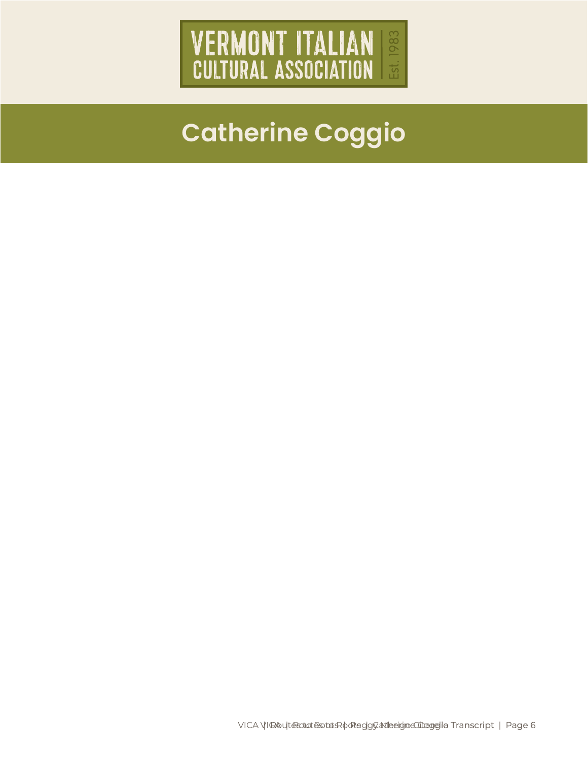# Catherine Coggio